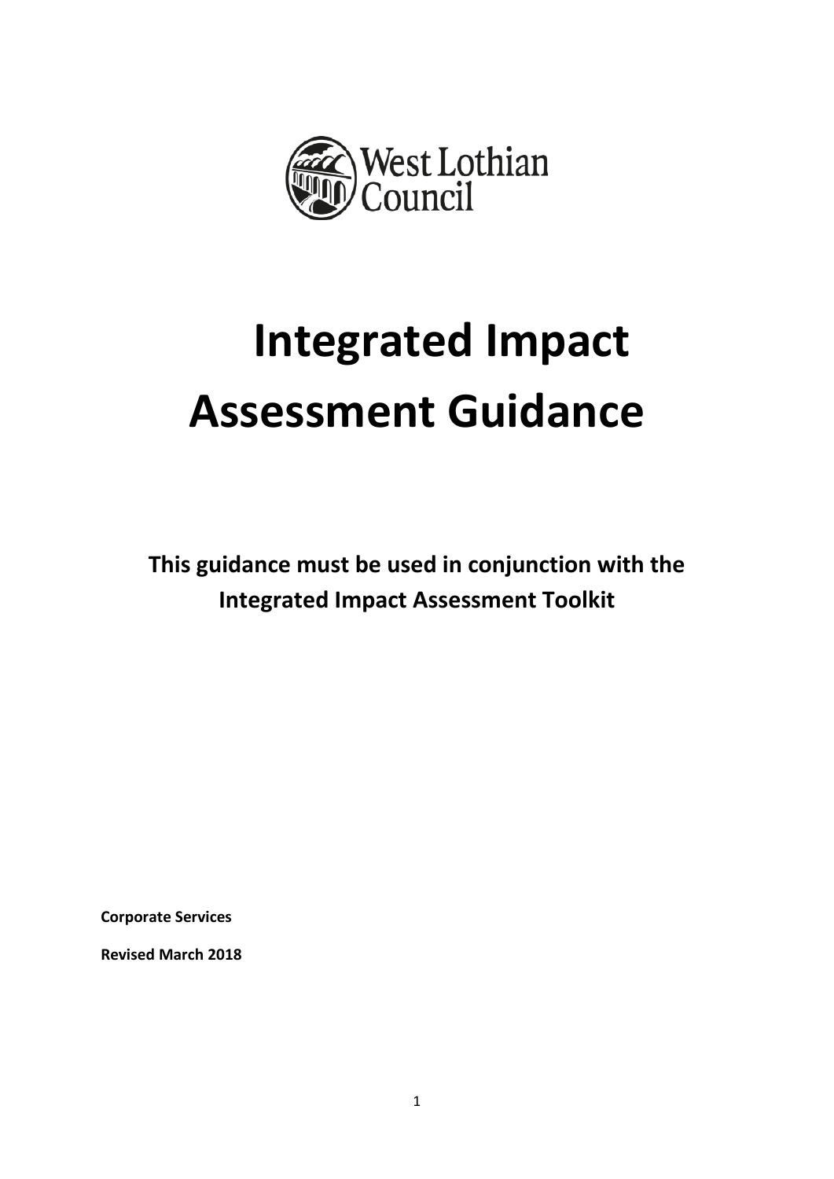West Lothian Council

# Integrated Impact Assessment Guidance

**This guidance must be used in conjunction with the Integrated Impact Assessment Toolkit**

**Corporate Services**

**Revised March 2018**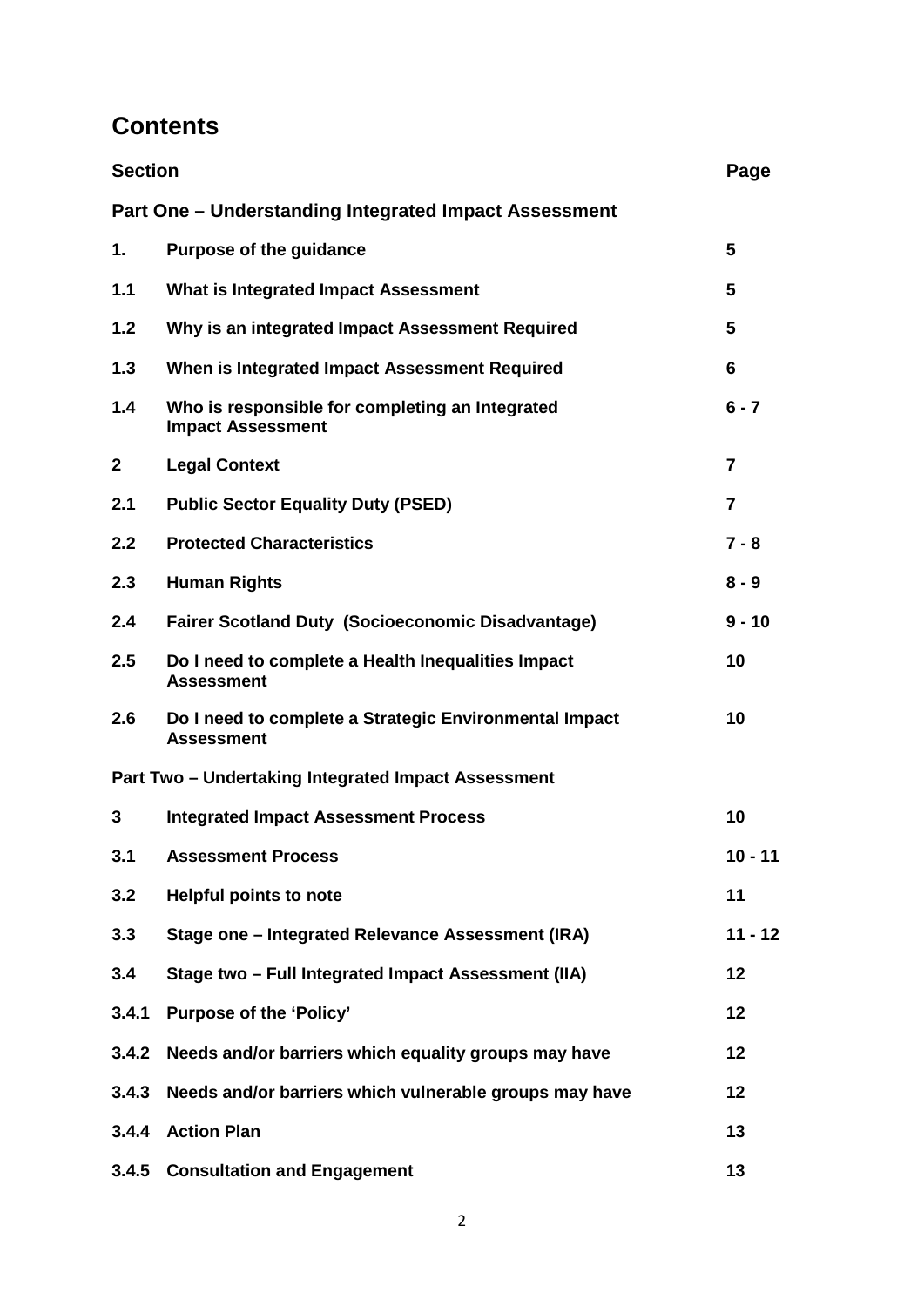## Contents

| Section | | Page |
|---|---|---|
| **Part One – Understanding Integrated Impact Assessment** | | |
| **1.** | **Purpose of the guidance** | **5** |
| **1.1** | **What is Integrated Impact Assessment** | **5** |
| **1.2** | **Why is an integrated Impact Assessment Required** | **5** |
| **1.3** | **When is Integrated Impact Assessment Required** | **6** |
| **1.4** | **Who is responsible for completing an Integrated Impact Assessment** | **6 - 7** |
| **2** | **Legal Context** | **7** |
| **2.1** | **Public Sector Equality Duty (PSED)** | **7** |
| **2.2** | **Protected Characteristics** | **7 - 8** |
| **2.3** | **Human Rights** | **8 - 9** |
| **2.4** | **Fairer Scotland Duty (Socioeconomic Disadvantage)** | **9 - 10** |
| **2.5** | **Do I need to complete a Health Inequalities Impact Assessment** | **10** |
| **2.6** | **Do I need to complete a Strategic Environmental Impact Assessment** | **10** |
| **Part Two – Undertaking Integrated Impact Assessment** | | |
| **3** | **Integrated Impact Assessment Process** | **10** |
| **3.1** | **Assessment Process** | **10 - 11** |
| **3.2** | **Helpful points to note** | **11** |
| **3.3** | **Stage one – Integrated Relevance Assessment (IRA)** | **11 - 12** |
| **3.4** | **Stage two – Full Integrated Impact Assessment (IIA)** | **12** |
| **3.4.1** | **Purpose of the 'Policy'** | **12** |
| **3.4.2** | **Needs and/or barriers which equality groups may have** | **12** |
| **3.4.3** | **Needs and/or barriers which vulnerable groups may have** | **12** |
| **3.4.4** | **Action Plan** | **13** |
| **3.4.5** | **Consultation and Engagement** | **13** |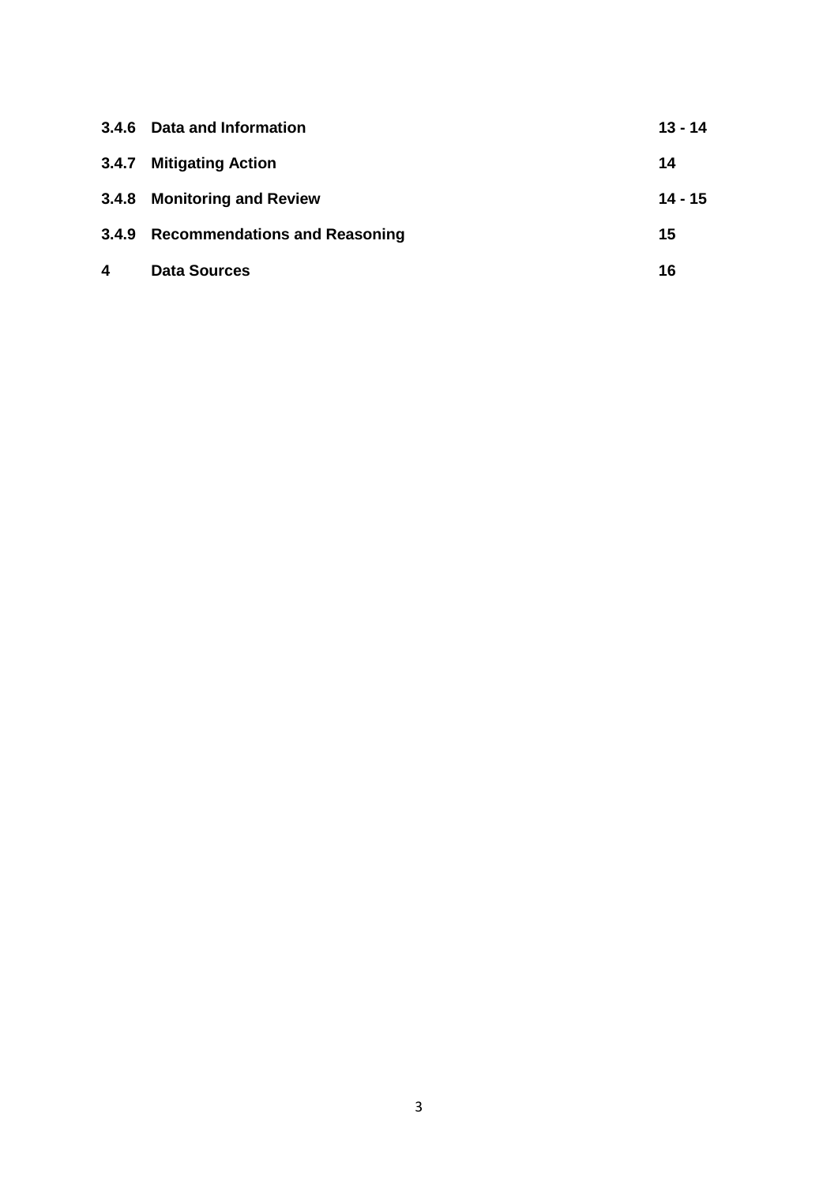| | | |
|---|---|---|
| **3.4.6** | **Data and Information** | **13 - 14** |
| **3.4.7** | **Mitigating Action** | **14** |
| **3.4.8** | **Monitoring and Review** | **14 - 15** |
| **3.4.9** | **Recommendations and Reasoning** | **15** |
| **4** | **Data Sources** | **16** |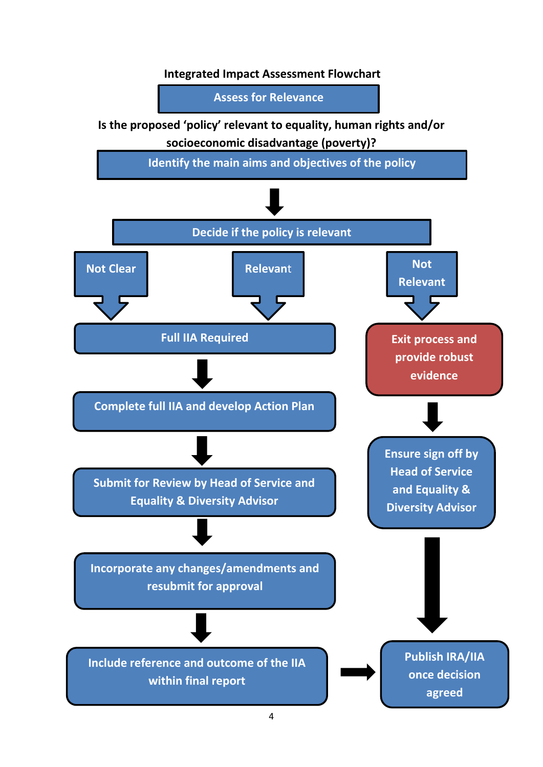**Integrated Impact Assessment Flowchart**

**Assess for Relevance**

**Is the proposed 'policy' relevant to equality, human rights and/or socioeconomic disadvantage (poverty)?**

**Identify the main aims and objectives of the policy**

↓

**Decide if the policy is relevant**

- **Not Clear** → **Full IIA Required**
- **Relevant** → **Full IIA Required**
- **Not Relevant** → **Exit process and provide robust evidence**

**Full IIA Required**

↓

**Complete full IIA and develop Action Plan**

↓

**Submit for Review by Head of Service and Equality & Diversity Advisor**

↓

**Incorporate any changes/amendments and resubmit for approval**

↓

**Include reference and outcome of the IIA within final report** → **Publish IRA/IIA once decision agreed**

**Exit process and provide robust evidence**

↓

**Ensure sign off by Head of Service and Equality & Diversity Advisor**

↓

**Publish IRA/IIA once decision agreed**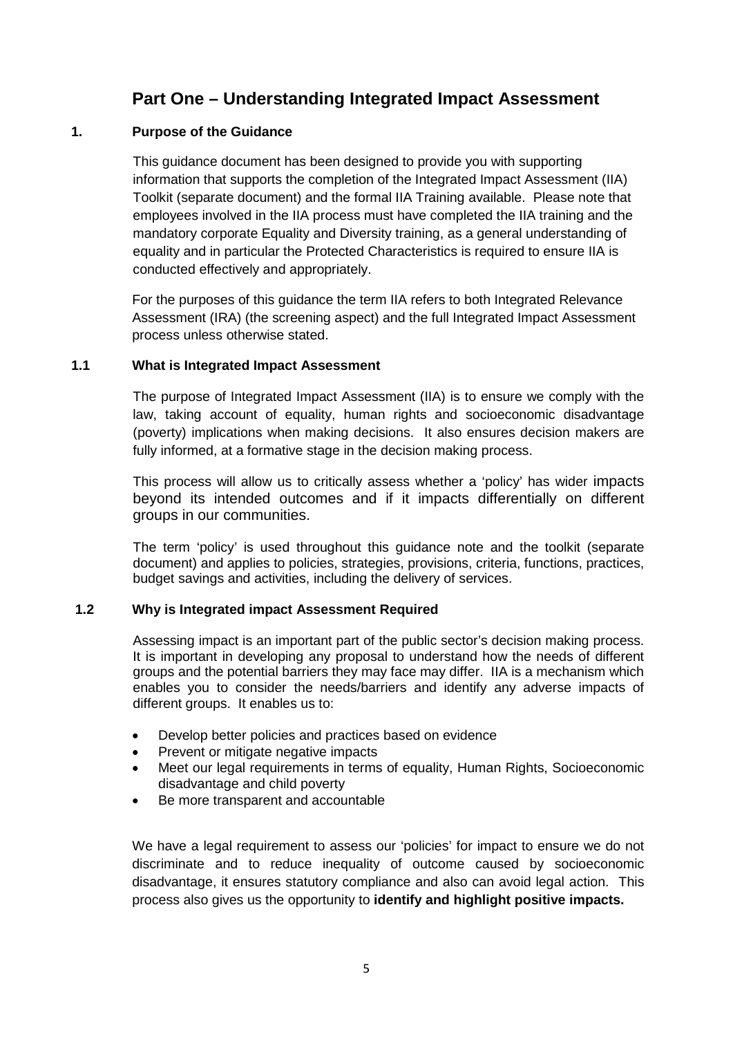# Part One – Understanding Integrated Impact Assessment

## 1. Purpose of the Guidance

This guidance document has been designed to provide you with supporting information that supports the completion of the Integrated Impact Assessment (IIA) Toolkit (separate document) and the formal IIA Training available. Please note that employees involved in the IIA process must have completed the IIA training and the mandatory corporate Equality and Diversity training, as a general understanding of equality and in particular the Protected Characteristics is required to ensure IIA is conducted effectively and appropriately.

For the purposes of this guidance the term IIA refers to both Integrated Relevance Assessment (IRA) (the screening aspect) and the full Integrated Impact Assessment process unless otherwise stated.

### 1.1 What is Integrated Impact Assessment

The purpose of Integrated Impact Assessment (IIA) is to ensure we comply with the law, taking account of equality, human rights and socioeconomic disadvantage (poverty) implications when making decisions. It also ensures decision makers are fully informed, at a formative stage in the decision making process.

This process will allow us to critically assess whether a 'policy' has wider impacts beyond its intended outcomes and if it impacts differentially on different groups in our communities.

The term 'policy' is used throughout this guidance note and the toolkit (separate document) and applies to policies, strategies, provisions, criteria, functions, practices, budget savings and activities, including the delivery of services.

### 1.2 Why is Integrated impact Assessment Required

Assessing impact is an important part of the public sector's decision making process. It is important in developing any proposal to understand how the needs of different groups and the potential barriers they may face may differ. IIA is a mechanism which enables you to consider the needs/barriers and identify any adverse impacts of different groups. It enables us to:

- Develop better policies and practices based on evidence
- Prevent or mitigate negative impacts
- Meet our legal requirements in terms of equality, Human Rights, Socioeconomic disadvantage and child poverty
- Be more transparent and accountable

We have a legal requirement to assess our 'policies' for impact to ensure we do not discriminate and to reduce inequality of outcome caused by socioeconomic disadvantage, it ensures statutory compliance and also can avoid legal action. This process also gives us the opportunity to **identify and highlight positive impacts.**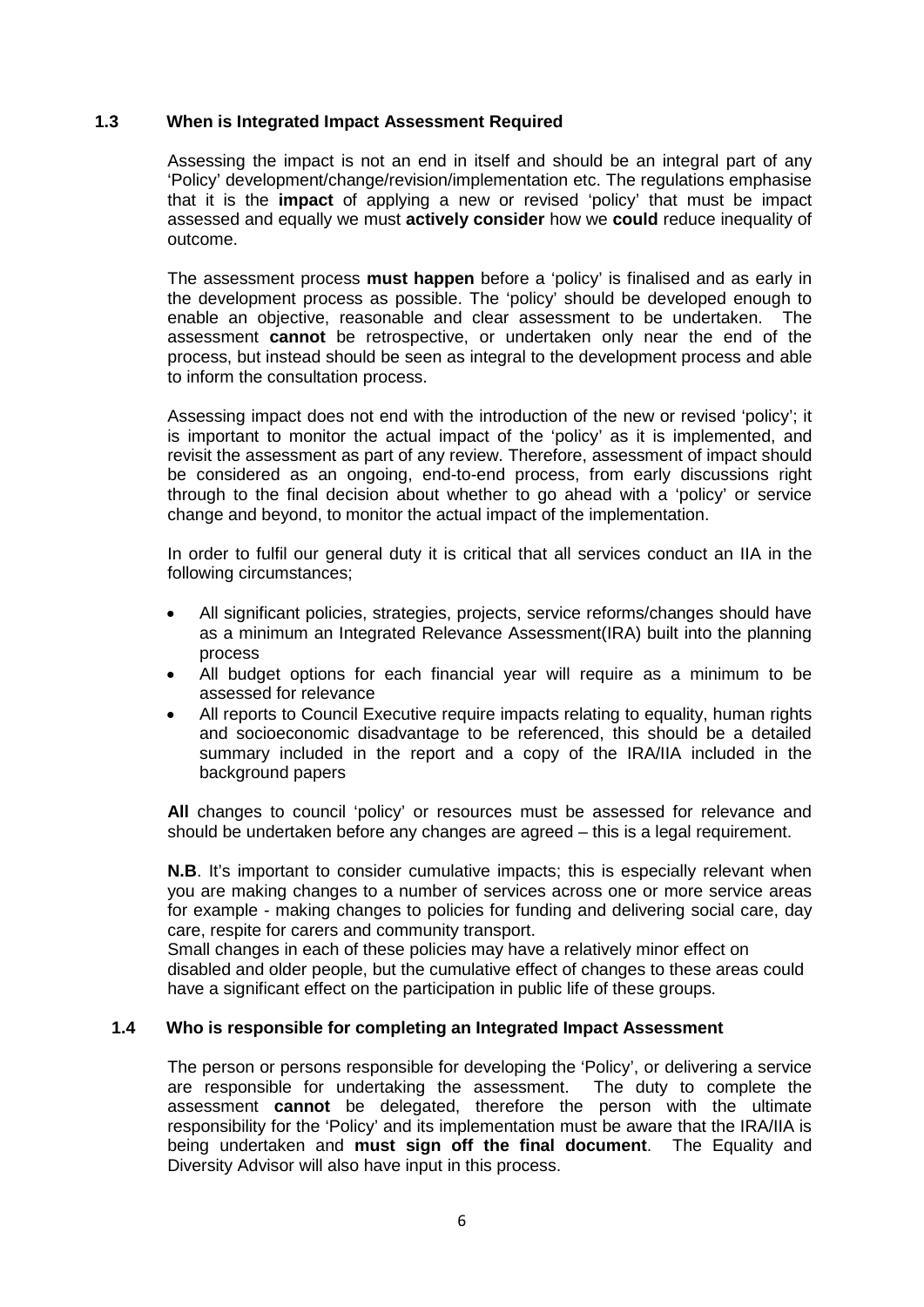### 1.3 When is Integrated Impact Assessment Required

Assessing the impact is not an end in itself and should be an integral part of any 'Policy' development/change/revision/implementation etc. The regulations emphasise that it is the **impact** of applying a new or revised 'policy' that must be impact assessed and equally we must **actively consider** how we **could** reduce inequality of outcome.

The assessment process **must happen** before a 'policy' is finalised and as early in the development process as possible. The 'policy' should be developed enough to enable an objective, reasonable and clear assessment to be undertaken. The assessment **cannot** be retrospective, or undertaken only near the end of the process, but instead should be seen as integral to the development process and able to inform the consultation process.

Assessing impact does not end with the introduction of the new or revised 'policy'; it is important to monitor the actual impact of the 'policy' as it is implemented, and revisit the assessment as part of any review. Therefore, assessment of impact should be considered as an ongoing, end-to-end process, from early discussions right through to the final decision about whether to go ahead with a 'policy' or service change and beyond, to monitor the actual impact of the implementation.

In order to fulfil our general duty it is critical that all services conduct an IIA in the following circumstances;

- All significant policies, strategies, projects, service reforms/changes should have as a minimum an Integrated Relevance Assessment(IRA) built into the planning process
- All budget options for each financial year will require as a minimum to be assessed for relevance
- All reports to Council Executive require impacts relating to equality, human rights and socioeconomic disadvantage to be referenced, this should be a detailed summary included in the report and a copy of the IRA/IIA included in the background papers

**All** changes to council 'policy' or resources must be assessed for relevance and should be undertaken before any changes are agreed – this is a legal requirement.

**N.B**. It's important to consider cumulative impacts; this is especially relevant when you are making changes to a number of services across one or more service areas for example - making changes to policies for funding and delivering social care, day care, respite for carers and community transport.
Small changes in each of these policies may have a relatively minor effect on disabled and older people, but the cumulative effect of changes to these areas could have a significant effect on the participation in public life of these groups.

### 1.4 Who is responsible for completing an Integrated Impact Assessment

The person or persons responsible for developing the 'Policy', or delivering a service are responsible for undertaking the assessment. The duty to complete the assessment **cannot** be delegated, therefore the person with the ultimate responsibility for the 'Policy' and its implementation must be aware that the IRA/IIA is being undertaken and **must sign off the final document**. The Equality and Diversity Advisor will also have input in this process.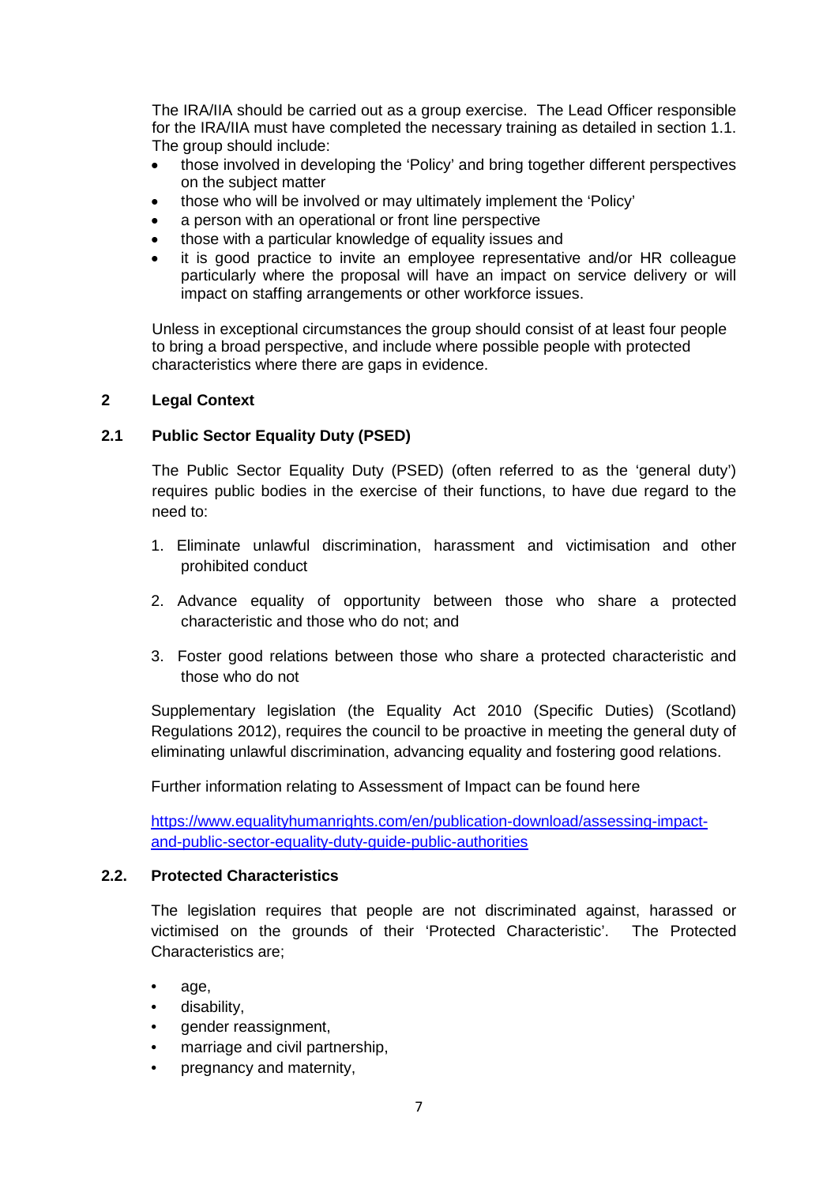The IRA/IIA should be carried out as a group exercise. The Lead Officer responsible for the IRA/IIA must have completed the necessary training as detailed in section 1.1. The group should include:

- those involved in developing the 'Policy' and bring together different perspectives on the subject matter
- those who will be involved or may ultimately implement the 'Policy'
- a person with an operational or front line perspective
- those with a particular knowledge of equality issues and
- it is good practice to invite an employee representative and/or HR colleague particularly where the proposal will have an impact on service delivery or will impact on staffing arrangements or other workforce issues.

Unless in exceptional circumstances the group should consist of at least four people to bring a broad perspective, and include where possible people with protected characteristics where there are gaps in evidence.

## 2 Legal Context

### 2.1 Public Sector Equality Duty (PSED)

The Public Sector Equality Duty (PSED) (often referred to as the 'general duty') requires public bodies in the exercise of their functions, to have due regard to the need to:

1. Eliminate unlawful discrimination, harassment and victimisation and other prohibited conduct
2. Advance equality of opportunity between those who share a protected characteristic and those who do not; and
3. Foster good relations between those who share a protected characteristic and those who do not

Supplementary legislation (the Equality Act 2010 (Specific Duties) (Scotland) Regulations 2012), requires the council to be proactive in meeting the general duty of eliminating unlawful discrimination, advancing equality and fostering good relations.

Further information relating to Assessment of Impact can be found here

[https://www.equalityhumanrights.com/en/publication-download/assessing-impact-and-public-sector-equality-duty-guide-public-authorities](https://www.equalityhumanrights.com/en/publication-download/assessing-impact-and-public-sector-equality-duty-guide-public-authorities)

### 2.2. Protected Characteristics

The legislation requires that people are not discriminated against, harassed or victimised on the grounds of their 'Protected Characteristic'. The Protected Characteristics are;

- age,
- disability,
- gender reassignment,
- marriage and civil partnership,
- pregnancy and maternity,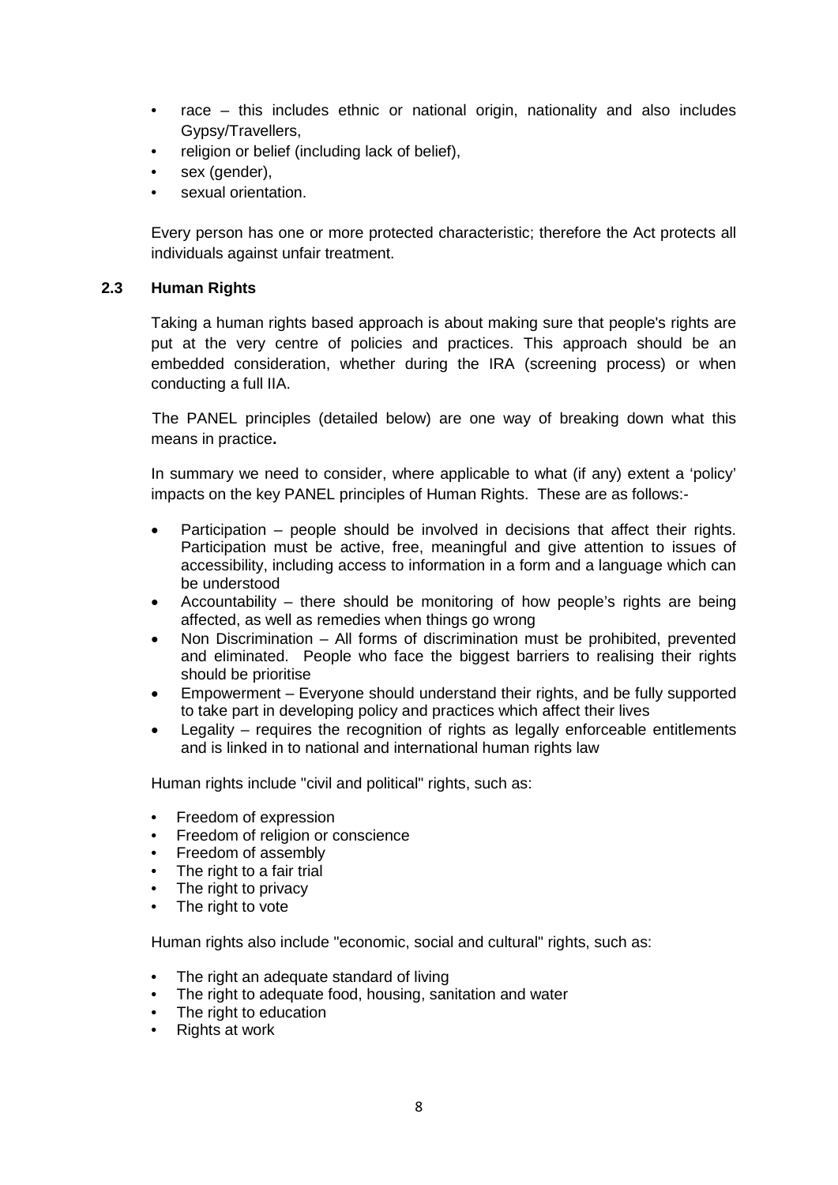- race – this includes ethnic or national origin, nationality and also includes Gypsy/Travellers,
- religion or belief (including lack of belief),
- sex (gender),
- sexual orientation.

Every person has one or more protected characteristic; therefore the Act protects all individuals against unfair treatment.

### 2.3 Human Rights

Taking a human rights based approach is about making sure that people's rights are put at the very centre of policies and practices. This approach should be an embedded consideration, whether during the IRA (screening process) or when conducting a full IIA.

The PANEL principles (detailed below) are one way of breaking down what this means in practice**.**

In summary we need to consider, where applicable to what (if any) extent a 'policy' impacts on the key PANEL principles of Human Rights. These are as follows:-

- Participation – people should be involved in decisions that affect their rights. Participation must be active, free, meaningful and give attention to issues of accessibility, including access to information in a form and a language which can be understood
- Accountability – there should be monitoring of how people's rights are being affected, as well as remedies when things go wrong
- Non Discrimination – All forms of discrimination must be prohibited, prevented and eliminated. People who face the biggest barriers to realising their rights should be prioritise
- Empowerment – Everyone should understand their rights, and be fully supported to take part in developing policy and practices which affect their lives
- Legality – requires the recognition of rights as legally enforceable entitlements and is linked in to national and international human rights law

Human rights include "civil and political" rights, such as:

- Freedom of expression
- Freedom of religion or conscience
- Freedom of assembly
- The right to a fair trial
- The right to privacy
- The right to vote

Human rights also include "economic, social and cultural" rights, such as:

- The right an adequate standard of living
- The right to adequate food, housing, sanitation and water
- The right to education
- Rights at work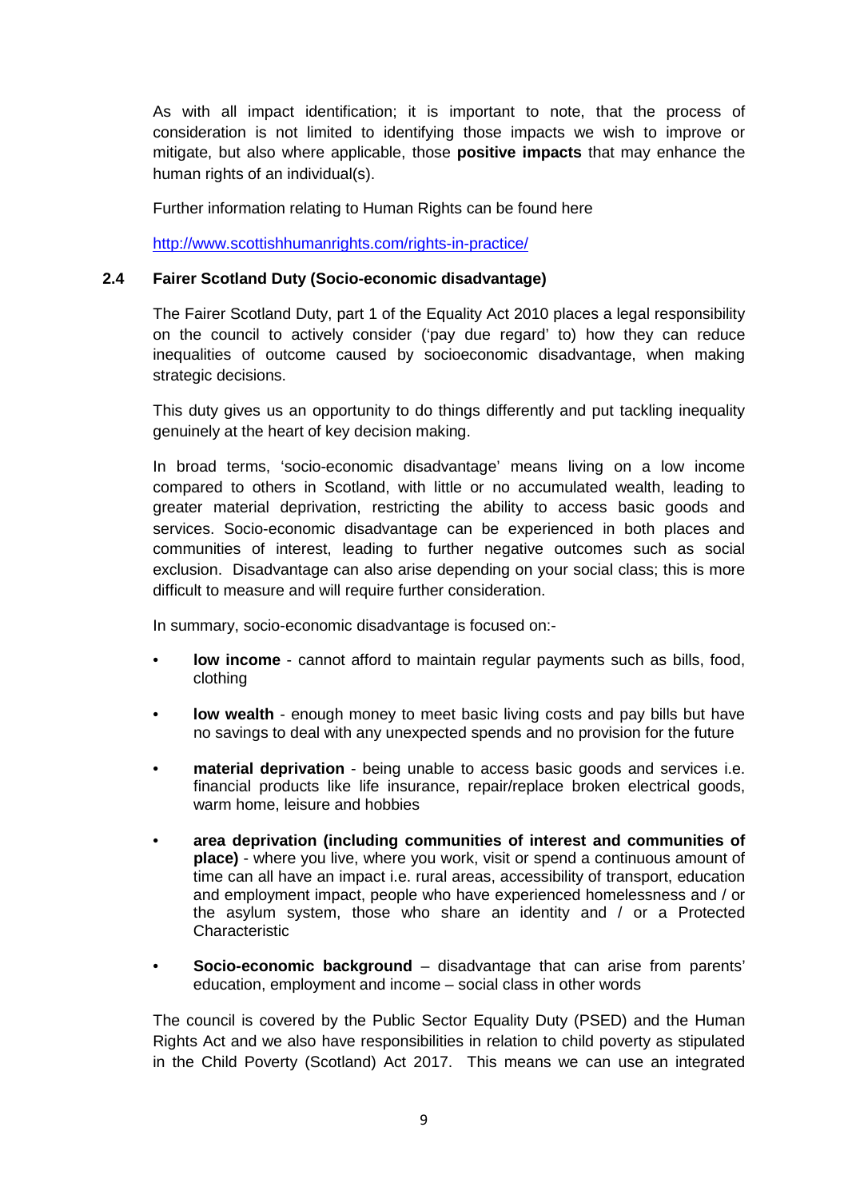As with all impact identification; it is important to note, that the process of consideration is not limited to identifying those impacts we wish to improve or mitigate, but also where applicable, those **positive impacts** that may enhance the human rights of an individual(s).

Further information relating to Human Rights can be found here

http://www.scottishhumanrights.com/rights-in-practice/

### 2.4 Fairer Scotland Duty (Socio-economic disadvantage)

The Fairer Scotland Duty, part 1 of the Equality Act 2010 places a legal responsibility on the council to actively consider ('pay due regard' to) how they can reduce inequalities of outcome caused by socioeconomic disadvantage, when making strategic decisions.

This duty gives us an opportunity to do things differently and put tackling inequality genuinely at the heart of key decision making.

In broad terms, 'socio-economic disadvantage' means living on a low income compared to others in Scotland, with little or no accumulated wealth, leading to greater material deprivation, restricting the ability to access basic goods and services. Socio-economic disadvantage can be experienced in both places and communities of interest, leading to further negative outcomes such as social exclusion. Disadvantage can also arise depending on your social class; this is more difficult to measure and will require further consideration.

In summary, socio-economic disadvantage is focused on:-

- **low income** - cannot afford to maintain regular payments such as bills, food, clothing
- **low wealth** - enough money to meet basic living costs and pay bills but have no savings to deal with any unexpected spends and no provision for the future
- **material deprivation** - being unable to access basic goods and services i.e. financial products like life insurance, repair/replace broken electrical goods, warm home, leisure and hobbies
- **area deprivation (including communities of interest and communities of place)** - where you live, where you work, visit or spend a continuous amount of time can all have an impact i.e. rural areas, accessibility of transport, education and employment impact, people who have experienced homelessness and / or the asylum system, those who share an identity and / or a Protected Characteristic
- **Socio-economic background** – disadvantage that can arise from parents' education, employment and income – social class in other words

The council is covered by the Public Sector Equality Duty (PSED) and the Human Rights Act and we also have responsibilities in relation to child poverty as stipulated in the Child Poverty (Scotland) Act 2017. This means we can use an integrated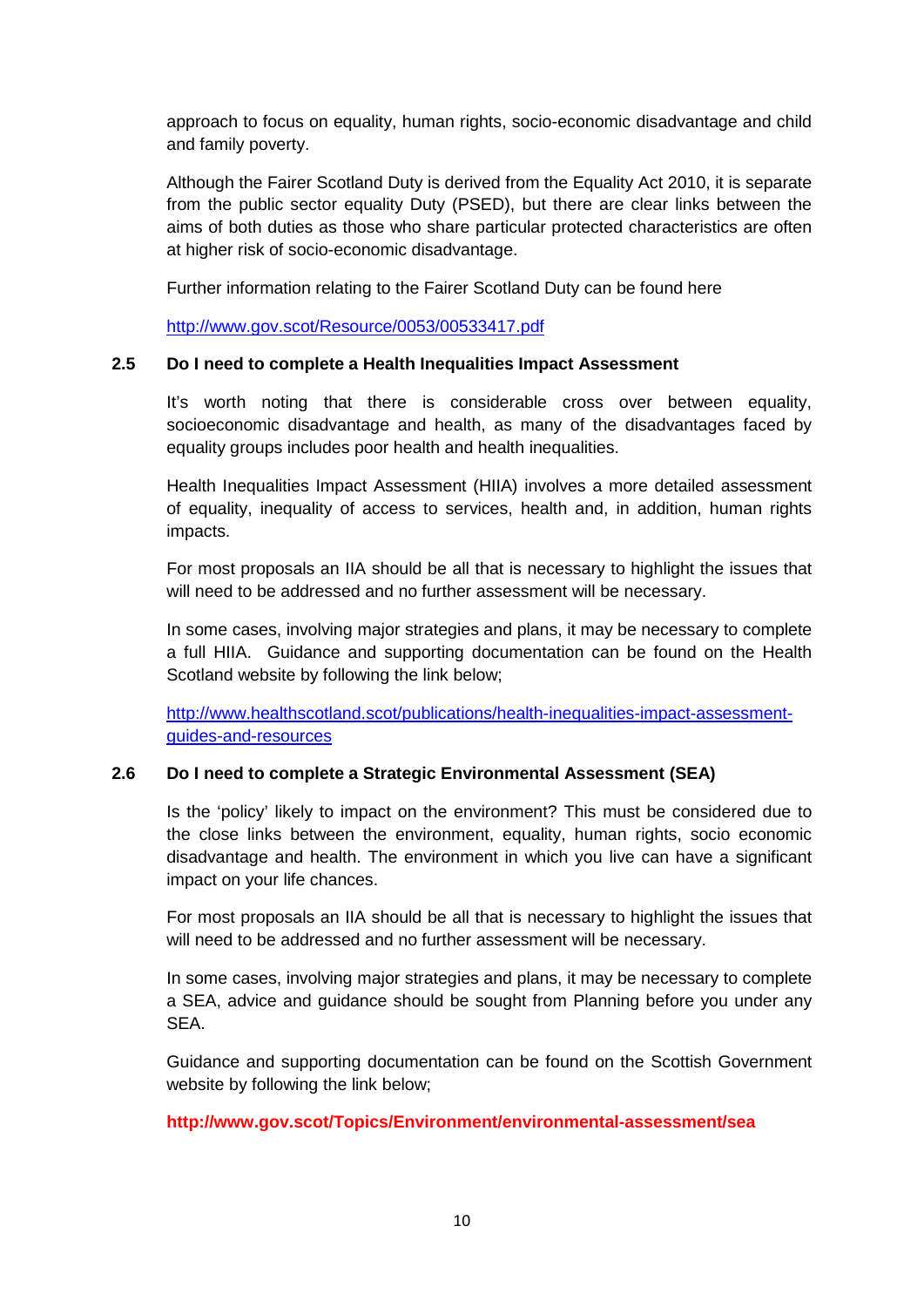approach to focus on equality, human rights, socio-economic disadvantage and child and family poverty.

Although the Fairer Scotland Duty is derived from the Equality Act 2010, it is separate from the public sector equality Duty (PSED), but there are clear links between the aims of both duties as those who share particular protected characteristics are often at higher risk of socio-economic disadvantage.

Further information relating to the Fairer Scotland Duty can be found here

http://www.gov.scot/Resource/0053/00533417.pdf

### 2.5 Do I need to complete a Health Inequalities Impact Assessment

It's worth noting that there is considerable cross over between equality, socioeconomic disadvantage and health, as many of the disadvantages faced by equality groups includes poor health and health inequalities.

Health Inequalities Impact Assessment (HIIA) involves a more detailed assessment of equality, inequality of access to services, health and, in addition, human rights impacts.

For most proposals an IIA should be all that is necessary to highlight the issues that will need to be addressed and no further assessment will be necessary.

In some cases, involving major strategies and plans, it may be necessary to complete a full HIIA. Guidance and supporting documentation can be found on the Health Scotland website by following the link below;

http://www.healthscotland.scot/publications/health-inequalities-impact-assessment-guides-and-resources

### 2.6 Do I need to complete a Strategic Environmental Assessment (SEA)

Is the 'policy' likely to impact on the environment? This must be considered due to the close links between the environment, equality, human rights, socio economic disadvantage and health. The environment in which you live can have a significant impact on your life chances.

For most proposals an IIA should be all that is necessary to highlight the issues that will need to be addressed and no further assessment will be necessary.

In some cases, involving major strategies and plans, it may be necessary to complete a SEA, advice and guidance should be sought from Planning before you under any SEA.

Guidance and supporting documentation can be found on the Scottish Government website by following the link below;

**http://www.gov.scot/Topics/Environment/environmental-assessment/sea**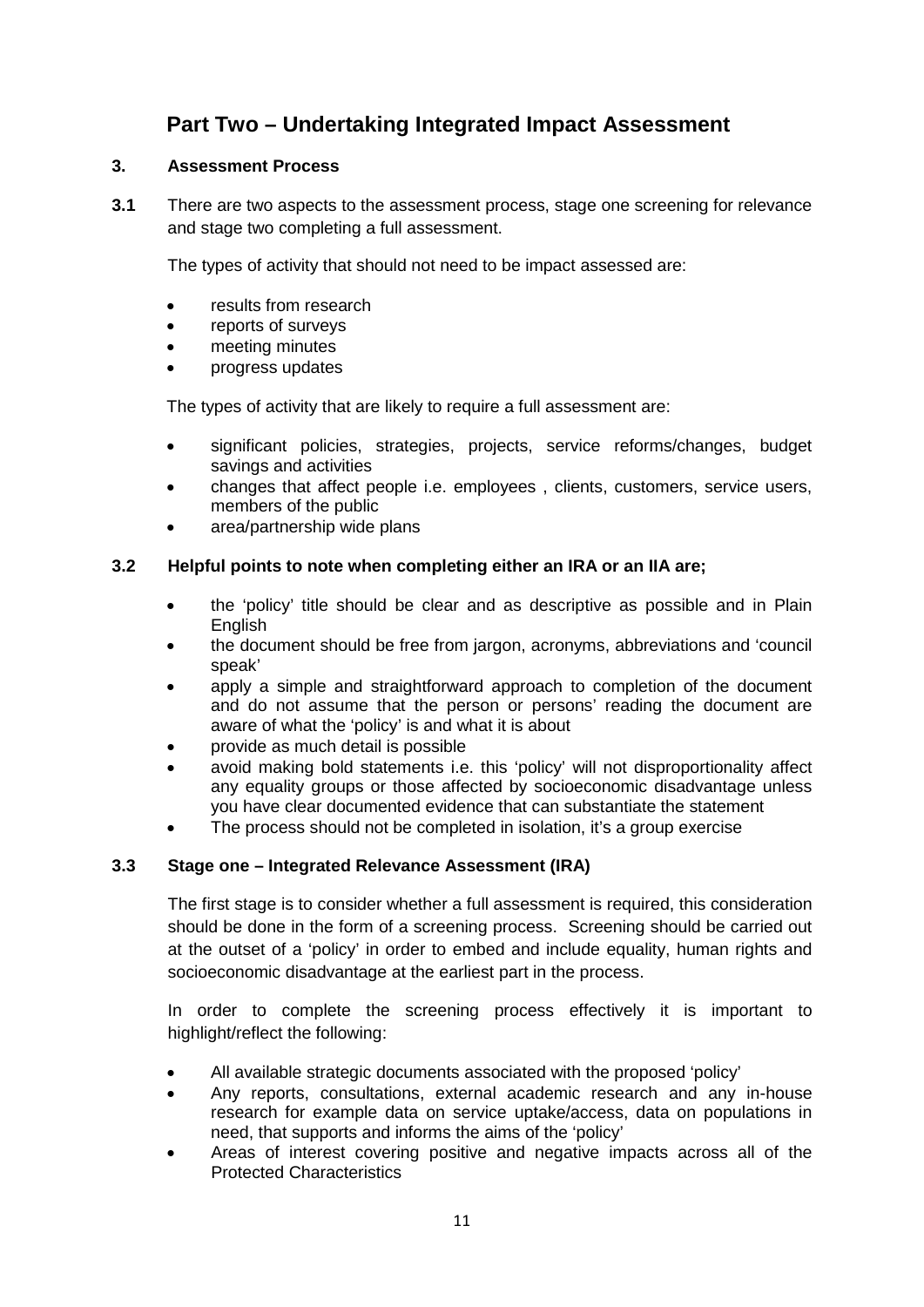# Part Two – Undertaking Integrated Impact Assessment

## 3. Assessment Process

**3.1** There are two aspects to the assessment process, stage one screening for relevance and stage two completing a full assessment.

The types of activity that should not need to be impact assessed are:

- results from research
- reports of surveys
- meeting minutes
- progress updates

The types of activity that are likely to require a full assessment are:

- significant policies, strategies, projects, service reforms/changes, budget savings and activities
- changes that affect people i.e. employees , clients, customers, service users, members of the public
- area/partnership wide plans

### 3.2 Helpful points to note when completing either an IRA or an IIA are;

- the 'policy' title should be clear and as descriptive as possible and in Plain English
- the document should be free from jargon, acronyms, abbreviations and 'council speak'
- apply a simple and straightforward approach to completion of the document and do not assume that the person or persons' reading the document are aware of what the 'policy' is and what it is about
- provide as much detail is possible
- avoid making bold statements i.e. this 'policy' will not disproportionality affect any equality groups or those affected by socioeconomic disadvantage unless you have clear documented evidence that can substantiate the statement
- The process should not be completed in isolation, it's a group exercise

### 3.3 Stage one – Integrated Relevance Assessment (IRA)

The first stage is to consider whether a full assessment is required, this consideration should be done in the form of a screening process. Screening should be carried out at the outset of a 'policy' in order to embed and include equality, human rights and socioeconomic disadvantage at the earliest part in the process.

In order to complete the screening process effectively it is important to highlight/reflect the following:

- All available strategic documents associated with the proposed 'policy'
- Any reports, consultations, external academic research and any in-house research for example data on service uptake/access, data on populations in need, that supports and informs the aims of the 'policy'
- Areas of interest covering positive and negative impacts across all of the Protected Characteristics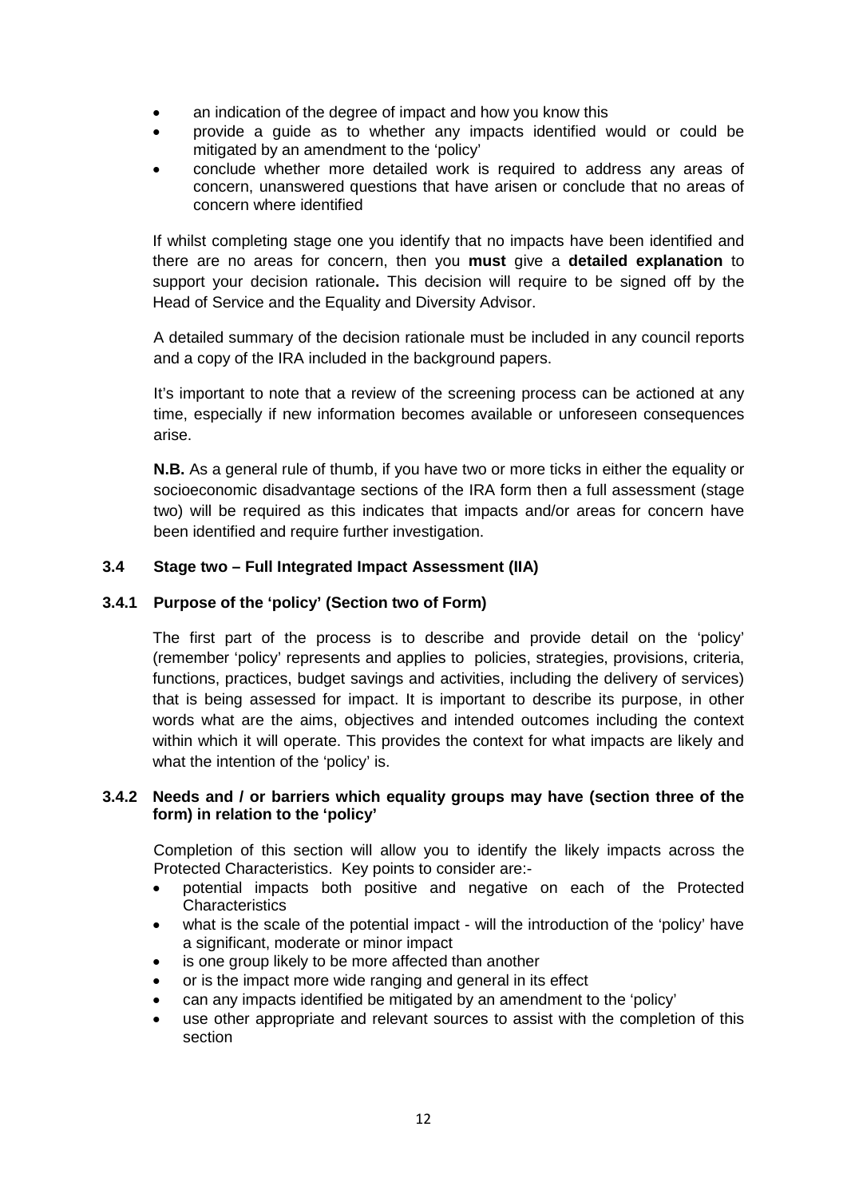- an indication of the degree of impact and how you know this
- provide a guide as to whether any impacts identified would or could be mitigated by an amendment to the 'policy'
- conclude whether more detailed work is required to address any areas of concern, unanswered questions that have arisen or conclude that no areas of concern where identified

If whilst completing stage one you identify that no impacts have been identified and there are no areas for concern, then you **must** give a **detailed explanation** to support your decision rationale**.** This decision will require to be signed off by the Head of Service and the Equality and Diversity Advisor.

A detailed summary of the decision rationale must be included in any council reports and a copy of the IRA included in the background papers.

It's important to note that a review of the screening process can be actioned at any time, especially if new information becomes available or unforeseen consequences arise.

**N.B.** As a general rule of thumb, if you have two or more ticks in either the equality or socioeconomic disadvantage sections of the IRA form then a full assessment (stage two) will be required as this indicates that impacts and/or areas for concern have been identified and require further investigation.

### 3.4 Stage two – Full Integrated Impact Assessment (IIA)

#### 3.4.1 Purpose of the 'policy' (Section two of Form)

The first part of the process is to describe and provide detail on the 'policy' (remember 'policy' represents and applies to policies, strategies, provisions, criteria, functions, practices, budget savings and activities, including the delivery of services) that is being assessed for impact. It is important to describe its purpose, in other words what are the aims, objectives and intended outcomes including the context within which it will operate. This provides the context for what impacts are likely and what the intention of the 'policy' is.

#### 3.4.2 Needs and / or barriers which equality groups may have (section three of the form) in relation to the 'policy'

Completion of this section will allow you to identify the likely impacts across the Protected Characteristics. Key points to consider are:-

- potential impacts both positive and negative on each of the Protected Characteristics
- what is the scale of the potential impact - will the introduction of the 'policy' have a significant, moderate or minor impact
- is one group likely to be more affected than another
- or is the impact more wide ranging and general in its effect
- can any impacts identified be mitigated by an amendment to the 'policy'
- use other appropriate and relevant sources to assist with the completion of this section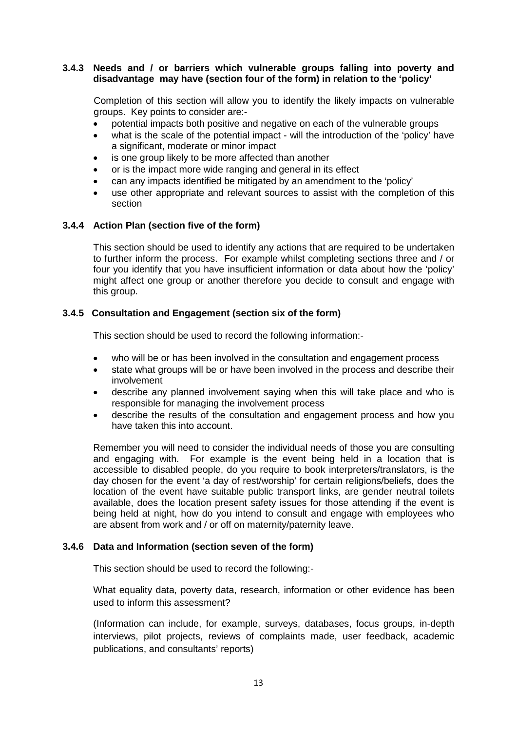### 3.4.3 Needs and / or barriers which vulnerable groups falling into poverty and disadvantage may have (section four of the form) in relation to the 'policy'

Completion of this section will allow you to identify the likely impacts on vulnerable groups. Key points to consider are:-

- potential impacts both positive and negative on each of the vulnerable groups
- what is the scale of the potential impact - will the introduction of the 'policy' have a significant, moderate or minor impact
- is one group likely to be more affected than another
- or is the impact more wide ranging and general in its effect
- can any impacts identified be mitigated by an amendment to the 'policy'
- use other appropriate and relevant sources to assist with the completion of this section

### 3.4.4 Action Plan (section five of the form)

This section should be used to identify any actions that are required to be undertaken to further inform the process. For example whilst completing sections three and / or four you identify that you have insufficient information or data about how the 'policy' might affect one group or another therefore you decide to consult and engage with this group.

### 3.4.5 Consultation and Engagement (section six of the form)

This section should be used to record the following information:-

- who will be or has been involved in the consultation and engagement process
- state what groups will be or have been involved in the process and describe their involvement
- describe any planned involvement saying when this will take place and who is responsible for managing the involvement process
- describe the results of the consultation and engagement process and how you have taken this into account.

Remember you will need to consider the individual needs of those you are consulting and engaging with. For example is the event being held in a location that is accessible to disabled people, do you require to book interpreters/translators, is the day chosen for the event 'a day of rest/worship' for certain religions/beliefs, does the location of the event have suitable public transport links, are gender neutral toilets available, does the location present safety issues for those attending if the event is being held at night, how do you intend to consult and engage with employees who are absent from work and / or off on maternity/paternity leave.

### 3.4.6 Data and Information (section seven of the form)

This section should be used to record the following:-

What equality data, poverty data, research, information or other evidence has been used to inform this assessment?

(Information can include, for example, surveys, databases, focus groups, in-depth interviews, pilot projects, reviews of complaints made, user feedback, academic publications, and consultants' reports)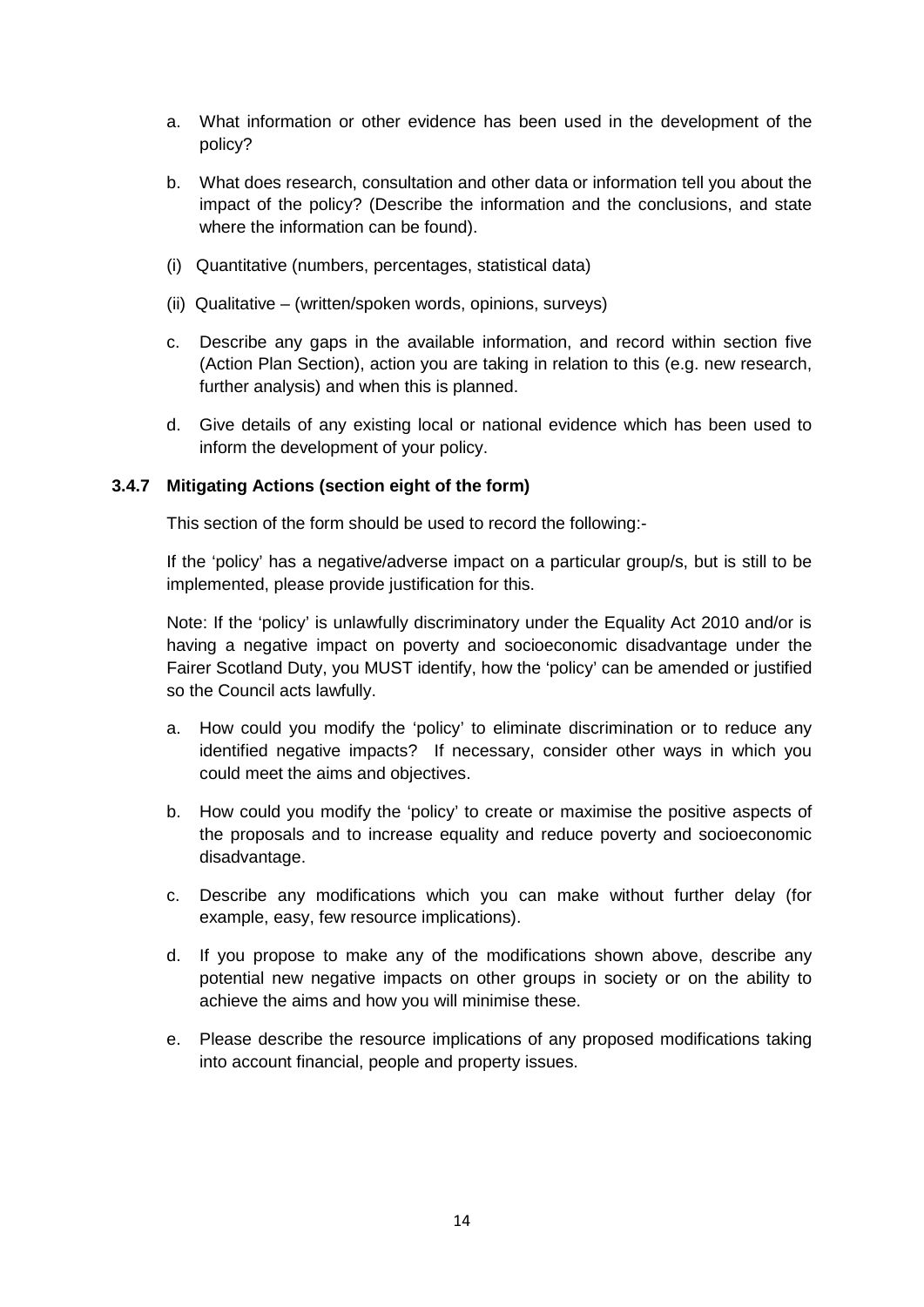a. What information or other evidence has been used in the development of the policy?

b. What does research, consultation and other data or information tell you about the impact of the policy? (Describe the information and the conclusions, and state where the information can be found).

(i) Quantitative (numbers, percentages, statistical data)

(ii) Qualitative – (written/spoken words, opinions, surveys)

c. Describe any gaps in the available information, and record within section five (Action Plan Section), action you are taking in relation to this (e.g. new research, further analysis) and when this is planned.

d. Give details of any existing local or national evidence which has been used to inform the development of your policy.

### 3.4.7 Mitigating Actions (section eight of the form)

This section of the form should be used to record the following:-

If the 'policy' has a negative/adverse impact on a particular group/s, but is still to be implemented, please provide justification for this.

Note: If the 'policy' is unlawfully discriminatory under the Equality Act 2010 and/or is having a negative impact on poverty and socioeconomic disadvantage under the Fairer Scotland Duty, you MUST identify, how the 'policy' can be amended or justified so the Council acts lawfully.

a. How could you modify the 'policy' to eliminate discrimination or to reduce any identified negative impacts? If necessary, consider other ways in which you could meet the aims and objectives.

b. How could you modify the 'policy' to create or maximise the positive aspects of the proposals and to increase equality and reduce poverty and socioeconomic disadvantage.

c. Describe any modifications which you can make without further delay (for example, easy, few resource implications).

d. If you propose to make any of the modifications shown above, describe any potential new negative impacts on other groups in society or on the ability to achieve the aims and how you will minimise these.

e. Please describe the resource implications of any proposed modifications taking into account financial, people and property issues.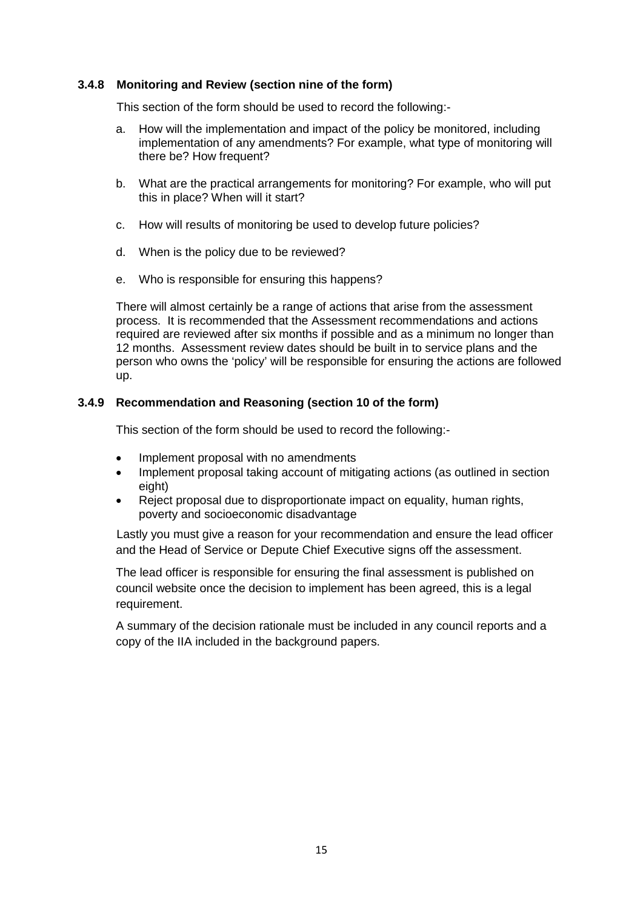### 3.4.8 Monitoring and Review (section nine of the form)

This section of the form should be used to record the following:-

a. How will the implementation and impact of the policy be monitored, including implementation of any amendments? For example, what type of monitoring will there be? How frequent?

b. What are the practical arrangements for monitoring? For example, who will put this in place? When will it start?

c. How will results of monitoring be used to develop future policies?

d. When is the policy due to be reviewed?

e. Who is responsible for ensuring this happens?

There will almost certainly be a range of actions that arise from the assessment process. It is recommended that the Assessment recommendations and actions required are reviewed after six months if possible and as a minimum no longer than 12 months. Assessment review dates should be built in to service plans and the person who owns the 'policy' will be responsible for ensuring the actions are followed up.

### 3.4.9 Recommendation and Reasoning (section 10 of the form)

This section of the form should be used to record the following:-

- Implement proposal with no amendments
- Implement proposal taking account of mitigating actions (as outlined in section eight)
- Reject proposal due to disproportionate impact on equality, human rights, poverty and socioeconomic disadvantage

Lastly you must give a reason for your recommendation and ensure the lead officer and the Head of Service or Depute Chief Executive signs off the assessment.

The lead officer is responsible for ensuring the final assessment is published on council website once the decision to implement has been agreed, this is a legal requirement.

A summary of the decision rationale must be included in any council reports and a copy of the IIA included in the background papers.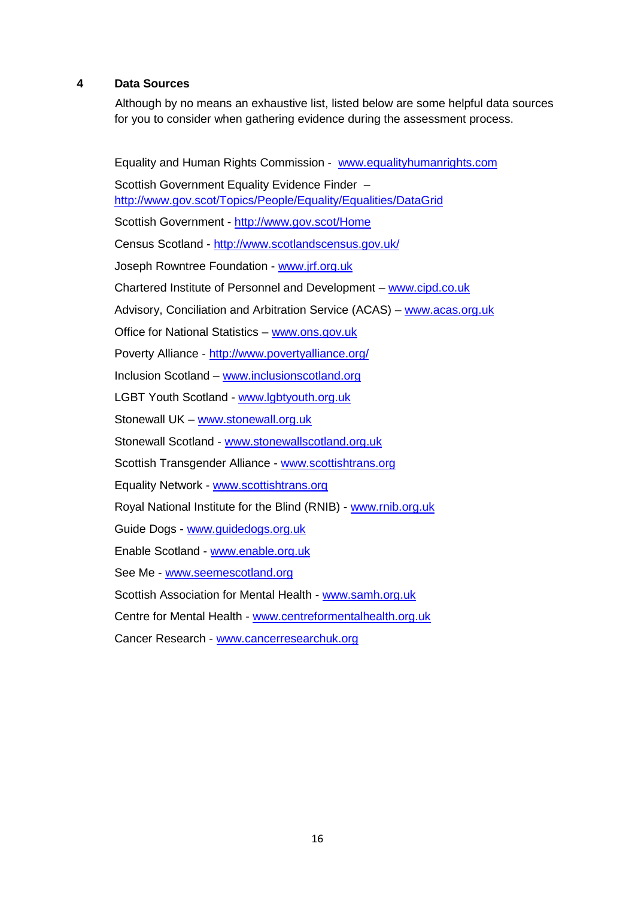## 4 Data Sources

Although by no means an exhaustive list, listed below are some helpful data sources for you to consider when gathering evidence during the assessment process.

Equality and Human Rights Commission - www.equalityhumanrights.com

Scottish Government Equality Evidence Finder – http://www.gov.scot/Topics/People/Equality/Equalities/DataGrid

Scottish Government - http://www.gov.scot/Home

Census Scotland - http://www.scotlandscensus.gov.uk/

Joseph Rowntree Foundation - www.jrf.org.uk

Chartered Institute of Personnel and Development – www.cipd.co.uk

Advisory, Conciliation and Arbitration Service (ACAS) – www.acas.org.uk

Office for National Statistics – www.ons.gov.uk

Poverty Alliance - http://www.povertyalliance.org/

Inclusion Scotland – www.inclusionscotland.org

LGBT Youth Scotland - www.lgbtyouth.org.uk

Stonewall UK – www.stonewall.org.uk

Stonewall Scotland - www.stonewallscotland.org.uk

Scottish Transgender Alliance - www.scottishtrans.org

Equality Network - www.scottishtrans.org

Royal National Institute for the Blind (RNIB) - www.rnib.org.uk

Guide Dogs - www.guidedogs.org.uk

Enable Scotland - www.enable.org.uk

See Me - www.seemescotland.org

Scottish Association for Mental Health - www.samh.org.uk

Centre for Mental Health - www.centreformentalhealth.org.uk

Cancer Research - www.cancerresearchuk.org